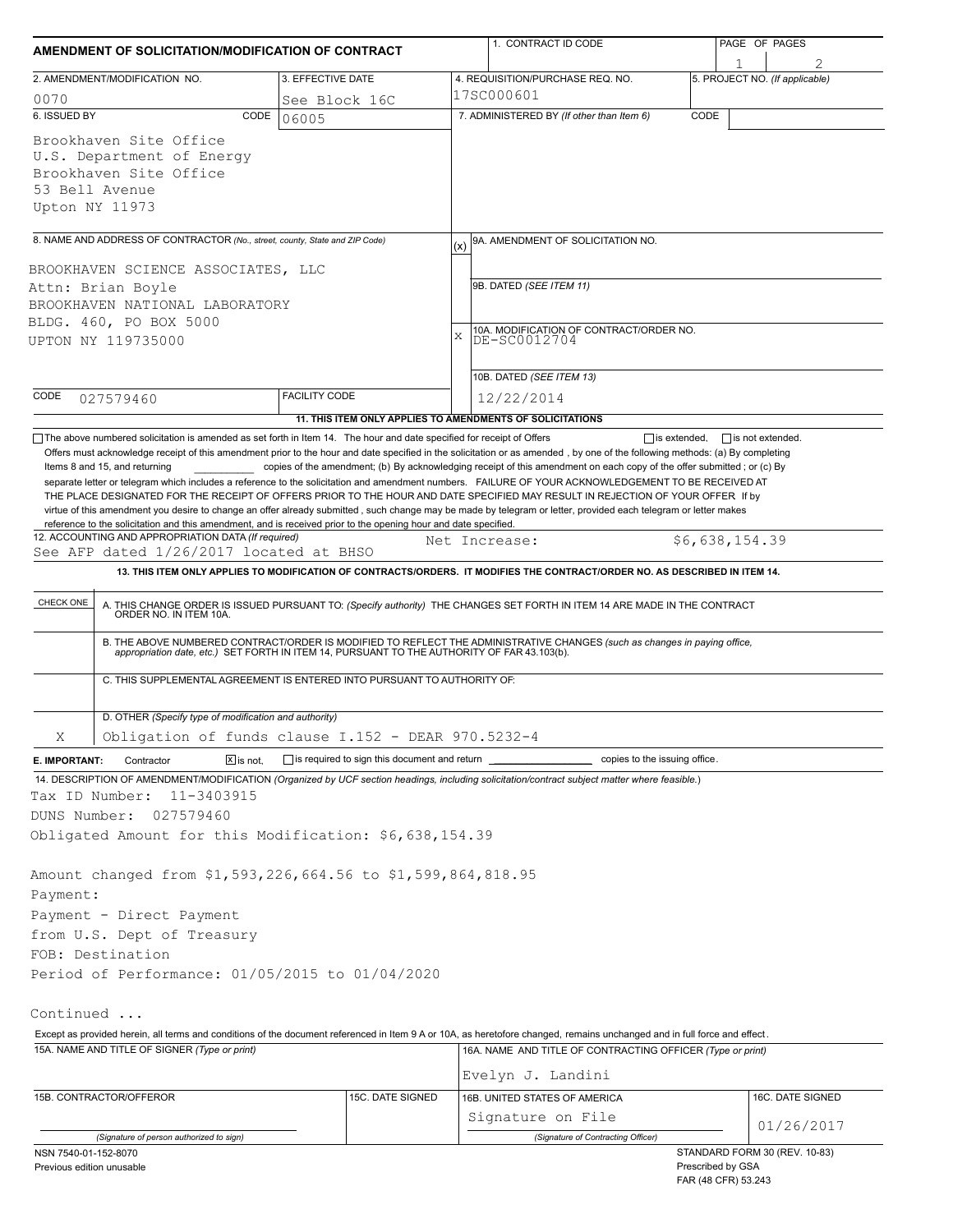# AMENDMENT OF SOLICITATION/MODIFICATION OF CONTRACT

| 1. CONTRACT ID CODE | PAGE OF PAGES |
|---|---|
| | 1 of 2 |

| 2. AMENDMENT/MODIFICATION NO. | 3. EFFECTIVE DATE | 4. REQUISITION/PURCHASE REQ. NO. | 5. PROJECT NO. (If applicable) |
|---|---|---|---|
| 0070 | See Block 16C | 17SC000601 | |

**6. ISSUED BY** CODE 06005

Brookhaven Site Office
U.S. Department of Energy
Brookhaven Site Office
53 Bell Avenue
Upton NY 11973

**7. ADMINISTERED BY** (If other than Item 6) CODE

**8. NAME AND ADDRESS OF CONTRACTOR** (No., street, county, State and ZIP Code)

BROOKHAVEN SCIENCE ASSOCIATES, LLC
Attn: Brian Boyle
BROOKHAVEN NATIONAL LABORATORY
BLDG. 460, PO BOX 5000
UPTON NY 119735000

CODE 027579460 FACILITY CODE

(x) 9A. AMENDMENT OF SOLICITATION NO.

9B. DATED (SEE ITEM 11)

X 10A. MODIFICATION OF CONTRACT/ORDER NO.
DE-SC0012704

10B. DATED (SEE ITEM 13)
12/22/2014

**11. THIS ITEM ONLY APPLIES TO AMENDMENTS OF SOLICITATIONS**

☐ The above numbered solicitation is amended as set forth in Item 14. The hour and date specified for receipt of Offers ☐ is extended, ☐ is not extended.
Offers must acknowledge receipt of this amendment prior to the hour and date specified in the solicitation or as amended, by one of the following methods: (a) By completing Items 8 and 15, and returning __________ copies of the amendment; (b) By acknowledging receipt of this amendment on each copy of the offer submitted ; or (c) By separate letter or telegram which includes a reference to the solicitation and amendment numbers. FAILURE OF YOUR ACKNOWLEDGEMENT TO BE RECEIVED AT THE PLACE DESIGNATED FOR THE RECEIPT OF OFFERS PRIOR TO THE HOUR AND DATE SPECIFIED MAY RESULT IN REJECTION OF YOUR OFFER If by virtue of this amendment you desire to change an offer already submitted , such change may be made by telegram or letter, provided each telegram or letter makes reference to the solicitation and this amendment, and is received prior to the opening hour and date specified.

**12. ACCOUNTING AND APPROPRIATION DATA** (If required)
See AFP dated 1/26/2017 located at BHSO — Net Increase: $6,638,154.39

**13. THIS ITEM ONLY APPLIES TO MODIFICATION OF CONTRACTS/ORDERS. IT MODIFIES THE CONTRACT/ORDER NO. AS DESCRIBED IN ITEM 14.**

| CHECK ONE | |
|---|---|
| | A. THIS CHANGE ORDER IS ISSUED PURSUANT TO: (Specify authority) THE CHANGES SET FORTH IN ITEM 14 ARE MADE IN THE CONTRACT ORDER NO. IN ITEM 10A. |
| | B. THE ABOVE NUMBERED CONTRACT/ORDER IS MODIFIED TO REFLECT THE ADMINISTRATIVE CHANGES (such as changes in paying office, appropriation date, etc.) SET FORTH IN ITEM 14, PURSUANT TO THE AUTHORITY OF FAR 43.103(b). |
| | C. THIS SUPPLEMENTAL AGREEMENT IS ENTERED INTO PURSUANT TO AUTHORITY OF: |
| X | D. OTHER (Specify type of modification and authority) Obligation of funds clause I.152 - DEAR 970.5232-4 |

**E. IMPORTANT:** Contractor ☒ is not, ☐ is required to sign this document and return __________ copies to the issuing office.

**14. DESCRIPTION OF AMENDMENT/MODIFICATION** (Organized by UCF section headings, including solicitation/contract subject matter where feasible.)

Tax ID Number: 11-3403915
DUNS Number: 027579460
Obligated Amount for this Modification: $6,638,154.39

Amount changed from $1,593,226,664.56 to $1,599,864,818.95
Payment:
Payment - Direct Payment
from U.S. Dept of Treasury
FOB: Destination
Period of Performance: 01/05/2015 to 01/04/2020

Continued ...

Except as provided herein, all terms and conditions of the document referenced in Item 9 A or 10A, as heretofore changed, remains unchanged and in full force and effect.

| 15A. NAME AND TITLE OF SIGNER (Type or print) | | 16A. NAME AND TITLE OF CONTRACTING OFFICER (Type or print) | |
|---|---|---|---|
| | | Evelyn J. Landini | |
| 15B. CONTRACTOR/OFFEROR | 15C. DATE SIGNED | 16B. UNITED STATES OF AMERICA | 16C. DATE SIGNED |
| (Signature of person authorized to sign) | | Signature on File (Signature of Contracting Officer) | 01/26/2017 |

NSN 7540-01-152-8070
Previous edition unusable

STANDARD FORM 30 (REV. 10-83)
Prescribed by GSA
FAR (48 CFR) 53.243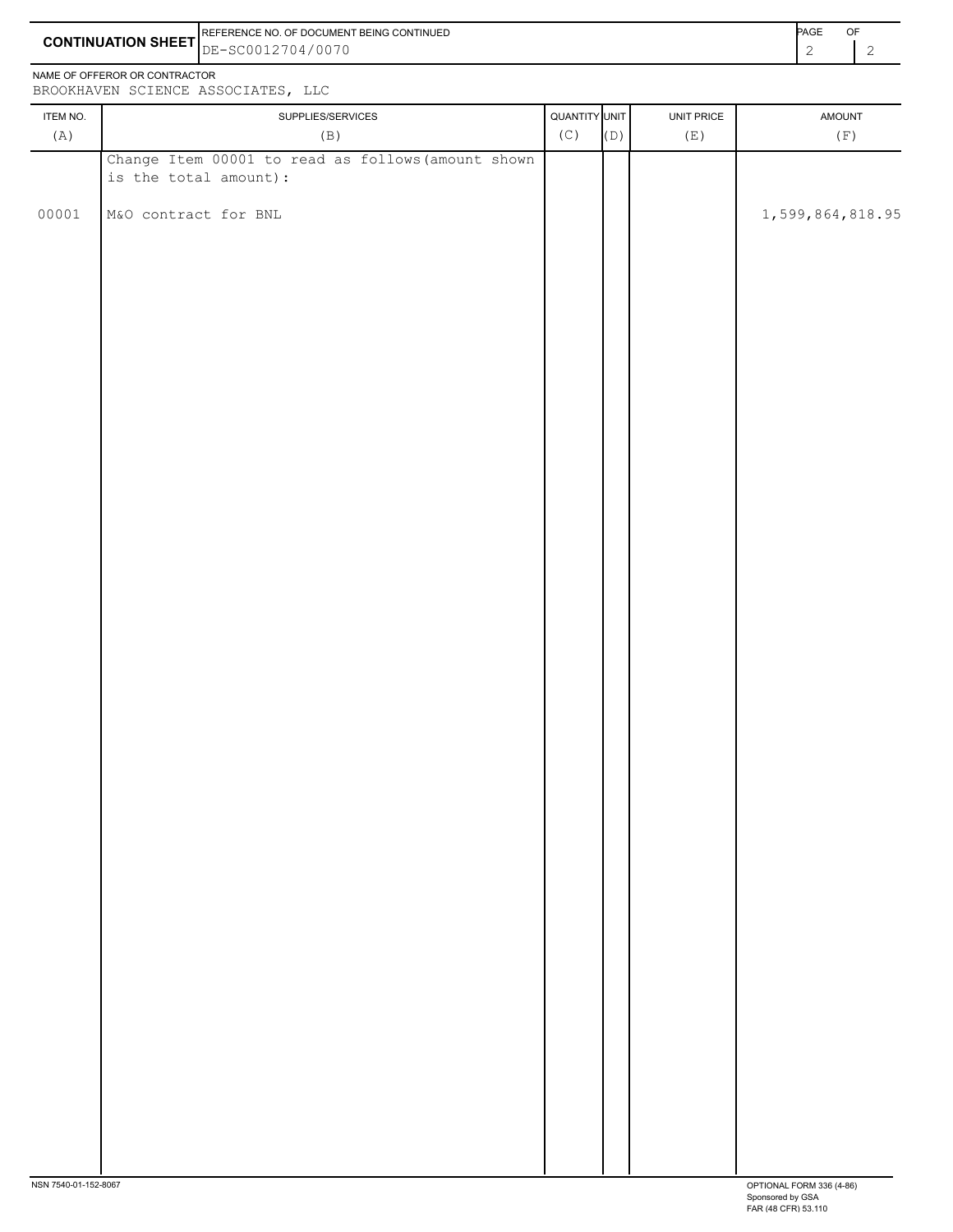**CONTINUATION SHEET**

REFERENCE NO. OF DOCUMENT BEING CONTINUED
DE-SC0012704/0070

NAME OF OFFEROR OR CONTRACTOR
BROOKHAVEN SCIENCE ASSOCIATES, LLC

| ITEM NO. (A) | SUPPLIES/SERVICES (B) | QUANTITY (C) | UNIT (D) | UNIT PRICE (E) | AMOUNT (F) |
|---|---|---|---|---|---|
| | Change Item 00001 to read as follows(amount shown is the total amount): | | | | |
| 00001 | M&O contract for BNL | | | | 1,599,864,818.95 |

NSN 7540-01-152-8067

OPTIONAL FORM 336 (4-86)
Sponsored by GSA
FAR (48 CFR) 53.110